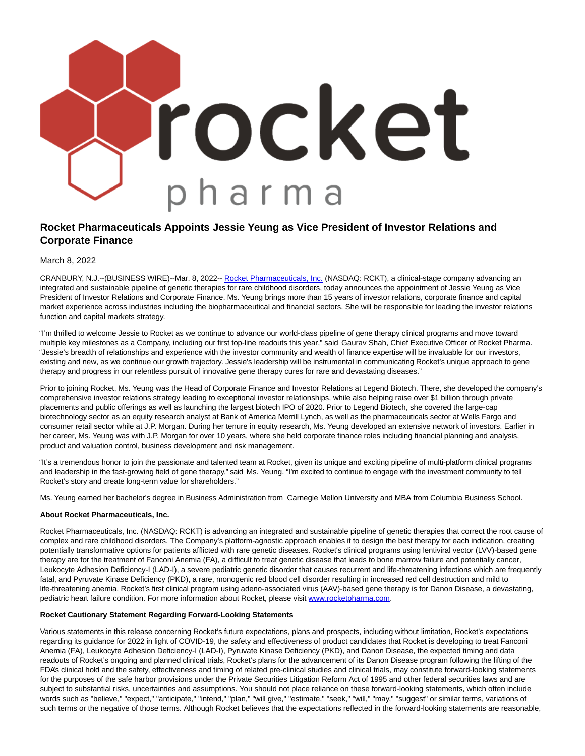# Rocket Pharmaceuticals Appoints Jessie Yeung as Vice President of Investor Relations and Corporate Finance

March 8, 2022

CRANBURY, N.J.--(BUSINESS WIRE)--Mar. 8, 2022-- Rocket Pharmaceuticals, Inc. (NASDAQ: RCKT), a clinical-stage company advancing an integrated and sustainable pipeline of genetic therapies for rare childhood disorders, today announces the appointment of Jessie Yeung as Vice President of Investor Relations and Corporate Finance. Ms. Yeung brings more than 15 years of investor relations, corporate finance and capital market experience across industries including the biopharmaceutical and financial sectors. She will be responsible for leading the investor relations function and capital markets strategy.

"I'm thrilled to welcome Jessie to Rocket as we continue to advance our world-class pipeline of gene therapy clinical programs and move toward multiple key milestones as a Company, including our first top-line readouts this year," said Gaurav Shah, Chief Executive Officer of Rocket Pharma. "Jessie's breadth of relationships and experience with the investor community and wealth of finance expertise will be invaluable for our investors, existing and new, as we continue our growth trajectory. Jessie's leadership will be instrumental in communicating Rocket's unique approach to gene therapy and progress in our relentless pursuit of innovative gene therapy cures for rare and devastating diseases."

Prior to joining Rocket, Ms. Yeung was the Head of Corporate Finance and Investor Relations at Legend Biotech. There, she developed the company's comprehensive investor relations strategy leading to exceptional investor relationships, while also helping raise over $1 billion through private placements and public offerings as well as launching the largest biotech IPO of 2020. Prior to Legend Biotech, she covered the large-cap biotechnology sector as an equity research analyst at Bank of America Merrill Lynch, as well as the pharmaceuticals sector at Wells Fargo and consumer retail sector while at J.P. Morgan. During her tenure in equity research, Ms. Yeung developed an extensive network of investors. Earlier in her career, Ms. Yeung was with J.P. Morgan for over 10 years, where she held corporate finance roles including financial planning and analysis, product and valuation control, business development and risk management.

"It's a tremendous honor to join the passionate and talented team at Rocket, given its unique and exciting pipeline of multi-platform clinical programs and leadership in the fast-growing field of gene therapy," said Ms. Yeung. "I'm excited to continue to engage with the investment community to tell Rocket's story and create long-term value for shareholders."

Ms. Yeung earned her bachelor's degree in Business Administration from Carnegie Mellon University and MBA from Columbia Business School.

**About Rocket Pharmaceuticals, Inc.**

Rocket Pharmaceuticals, Inc. (NASDAQ: RCKT) is advancing an integrated and sustainable pipeline of genetic therapies that correct the root cause of complex and rare childhood disorders. The Company's platform-agnostic approach enables it to design the best therapy for each indication, creating potentially transformative options for patients afflicted with rare genetic diseases. Rocket's clinical programs using lentiviral vector (LVV)-based gene therapy are for the treatment of Fanconi Anemia (FA), a difficult to treat genetic disease that leads to bone marrow failure and potentially cancer, Leukocyte Adhesion Deficiency-I (LAD-I), a severe pediatric genetic disorder that causes recurrent and life-threatening infections which are frequently fatal, and Pyruvate Kinase Deficiency (PKD), a rare, monogenic red blood cell disorder resulting in increased red cell destruction and mild to life-threatening anemia. Rocket's first clinical program using adeno-associated virus (AAV)-based gene therapy is for Danon Disease, a devastating, pediatric heart failure condition. For more information about Rocket, please visit www.rocketpharma.com.

**Rocket Cautionary Statement Regarding Forward-Looking Statements**

Various statements in this release concerning Rocket's future expectations, plans and prospects, including without limitation, Rocket's expectations regarding its guidance for 2022 in light of COVID-19, the safety and effectiveness of product candidates that Rocket is developing to treat Fanconi Anemia (FA), Leukocyte Adhesion Deficiency-I (LAD-I), Pyruvate Kinase Deficiency (PKD), and Danon Disease, the expected timing and data readouts of Rocket's ongoing and planned clinical trials, Rocket's plans for the advancement of its Danon Disease program following the lifting of the FDA's clinical hold and the safety, effectiveness and timing of related pre-clinical studies and clinical trials, may constitute forward-looking statements for the purposes of the safe harbor provisions under the Private Securities Litigation Reform Act of 1995 and other federal securities laws and are subject to substantial risks, uncertainties and assumptions. You should not place reliance on these forward-looking statements, which often include words such as "believe," "expect," "anticipate," "intend," "plan," "will give," "estimate," "seek," "will," "may," "suggest" or similar terms, variations of such terms or the negative of those terms. Although Rocket believes that the expectations reflected in the forward-looking statements are reasonable,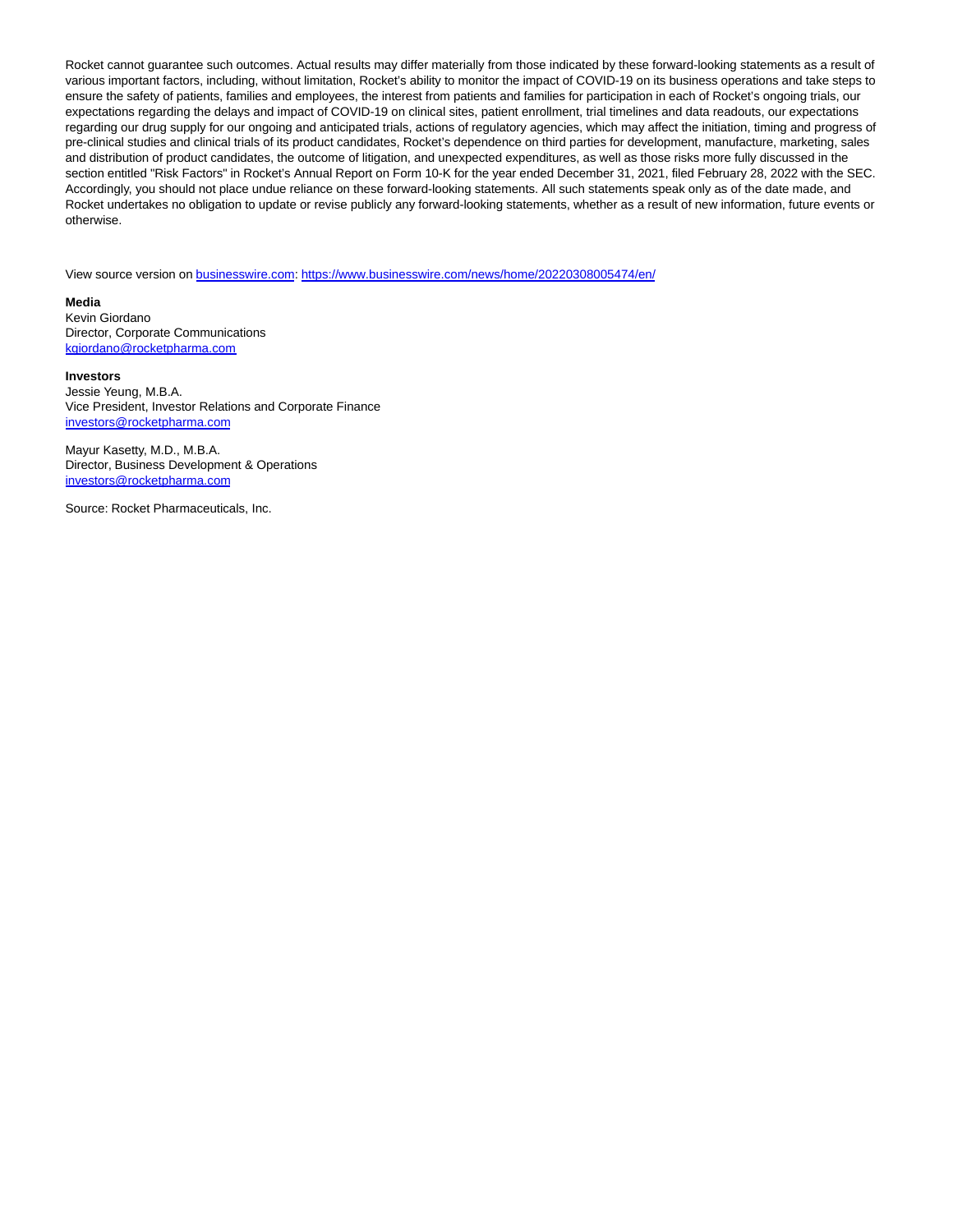Rocket cannot guarantee such outcomes. Actual results may differ materially from those indicated by these forward-looking statements as a result of various important factors, including, without limitation, Rocket's ability to monitor the impact of COVID-19 on its business operations and take steps to ensure the safety of patients, families and employees, the interest from patients and families for participation in each of Rocket's ongoing trials, our expectations regarding the delays and impact of COVID-19 on clinical sites, patient enrollment, trial timelines and data readouts, our expectations regarding our drug supply for our ongoing and anticipated trials, actions of regulatory agencies, which may affect the initiation, timing and progress of pre-clinical studies and clinical trials of its product candidates, Rocket's dependence on third parties for development, manufacture, marketing, sales and distribution of product candidates, the outcome of litigation, and unexpected expenditures, as well as those risks more fully discussed in the section entitled "Risk Factors" in Rocket's Annual Report on Form 10-K for the year ended December 31, 2021, filed February 28, 2022 with the SEC. Accordingly, you should not place undue reliance on these forward-looking statements. All such statements speak only as of the date made, and Rocket undertakes no obligation to update or revise publicly any forward-looking statements, whether as a result of new information, future events or otherwise.

View source version on [businesswire.com](https://www.businesswire.com): [https://www.businesswire.com/news/home/20220308005474/en/](https://www.businesswire.com/news/home/20220308005474/en/)

**Media**
Kevin Giordano
Director, Corporate Communications
[kgiordano@rocketpharma.com](mailto:kgiordano@rocketpharma.com)

**Investors**
Jessie Yeung, M.B.A.
Vice President, Investor Relations and Corporate Finance
[investors@rocketpharma.com](mailto:investors@rocketpharma.com)

Mayur Kasetty, M.D., M.B.A.
Director, Business Development & Operations
[investors@rocketpharma.com](mailto:investors@rocketpharma.com)

Source: Rocket Pharmaceuticals, Inc.